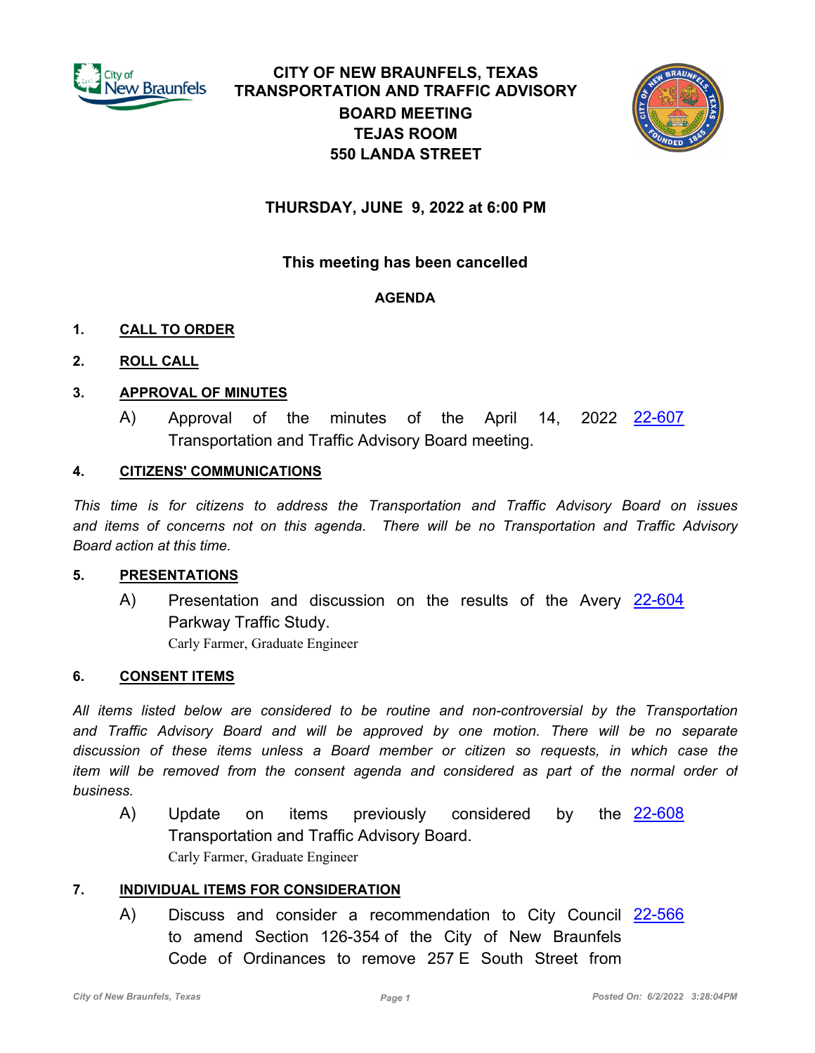# CITY OF NEW BRAUNFELS, TEXAS
## TRANSPORTATION AND TRAFFIC ADVISORY BOARD MEETING
## TEJAS ROOM
## 550 LANDA STREET

**THURSDAY, JUNE 9, 2022 at 6:00 PM**

**This meeting has been cancelled**

**AGENDA**

**1. CALL TO ORDER**

**2. ROLL CALL**

**3. APPROVAL OF MINUTES**

A) Approval of the minutes of the April 14, 2022 Transportation and Traffic Advisory Board meeting. 22-607

**4. CITIZENS' COMMUNICATIONS**

*This time is for citizens to address the Transportation and Traffic Advisory Board on issues and items of concerns not on this agenda. There will be no Transportation and Traffic Advisory Board action at this time.*

**5. PRESENTATIONS**

A) Presentation and discussion on the results of the Avery Parkway Traffic Study. 22-604
Carly Farmer, Graduate Engineer

**6. CONSENT ITEMS**

*All items listed below are considered to be routine and non-controversial by the Transportation and Traffic Advisory Board and will be approved by one motion. There will be no separate discussion of these items unless a Board member or citizen so requests, in which case the item will be removed from the consent agenda and considered as part of the normal order of business.*

A) Update on items previously considered by the Transportation and Traffic Advisory Board. 22-608
Carly Farmer, Graduate Engineer

**7. INDIVIDUAL ITEMS FOR CONSIDERATION**

A) Discuss and consider a recommendation to City Council to amend Section 126-354 of the City of New Braunfels Code of Ordinances to remove 257 E South Street from 22-566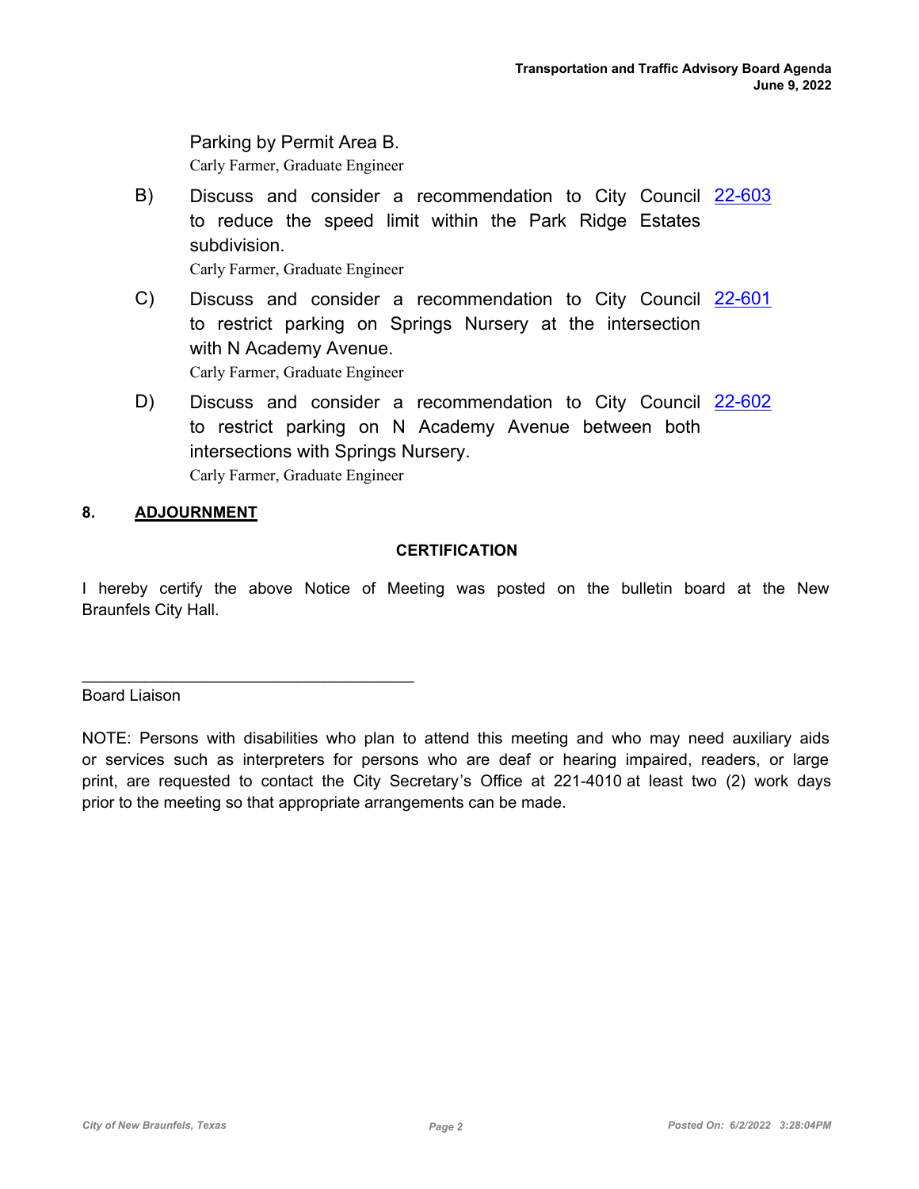Parking by Permit Area B.
Carly Farmer, Graduate Engineer

B) Discuss and consider a recommendation to City Council to reduce the speed limit within the Park Ridge Estates subdivision. 22-603
Carly Farmer, Graduate Engineer

C) Discuss and consider a recommendation to City Council to restrict parking on Springs Nursery at the intersection with N Academy Avenue. 22-601
Carly Farmer, Graduate Engineer

D) Discuss and consider a recommendation to City Council to restrict parking on N Academy Avenue between both intersections with Springs Nursery. 22-602
Carly Farmer, Graduate Engineer

**8. ADJOURNMENT**

**CERTIFICATION**

I hereby certify the above Notice of Meeting was posted on the bulletin board at the New Braunfels City Hall.

_____________________________________
Board Liaison

NOTE: Persons with disabilities who plan to attend this meeting and who may need auxiliary aids or services such as interpreters for persons who are deaf or hearing impaired, readers, or large print, are requested to contact the City Secretary's Office at 221-4010 at least two (2) work days prior to the meeting so that appropriate arrangements can be made.